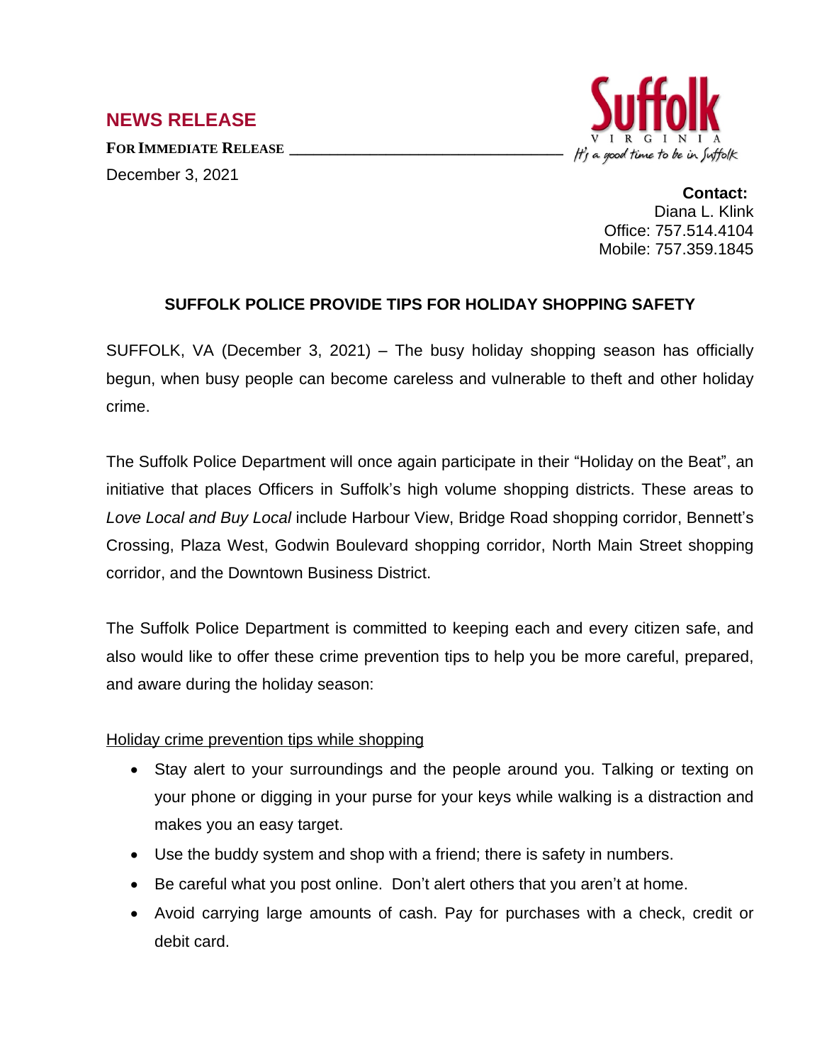## NEWS RELEASE

**FOR IMMEDIATE RELEASE**

December 3, 2021

Suffolk VIRGINIA *It's a good time to be in Suffolk*

**Contact:**
Diana L. Klink
Office: 757.514.4104
Mobile: 757.359.1845

### SUFFOLK POLICE PROVIDE TIPS FOR HOLIDAY SHOPPING SAFETY

SUFFOLK, VA (December 3, 2021) – The busy holiday shopping season has officially begun, when busy people can become careless and vulnerable to theft and other holiday crime.

The Suffolk Police Department will once again participate in their "Holiday on the Beat", an initiative that places Officers in Suffolk's high volume shopping districts. These areas to *Love Local and Buy Local* include Harbour View, Bridge Road shopping corridor, Bennett's Crossing, Plaza West, Godwin Boulevard shopping corridor, North Main Street shopping corridor, and the Downtown Business District.

The Suffolk Police Department is committed to keeping each and every citizen safe, and also would like to offer these crime prevention tips to help you be more careful, prepared, and aware during the holiday season:

<u>Holiday crime prevention tips while shopping</u>

- Stay alert to your surroundings and the people around you. Talking or texting on your phone or digging in your purse for your keys while walking is a distraction and makes you an easy target.
- Use the buddy system and shop with a friend; there is safety in numbers.
- Be careful what you post online. Don't alert others that you aren't at home.
- Avoid carrying large amounts of cash. Pay for purchases with a check, credit or debit card.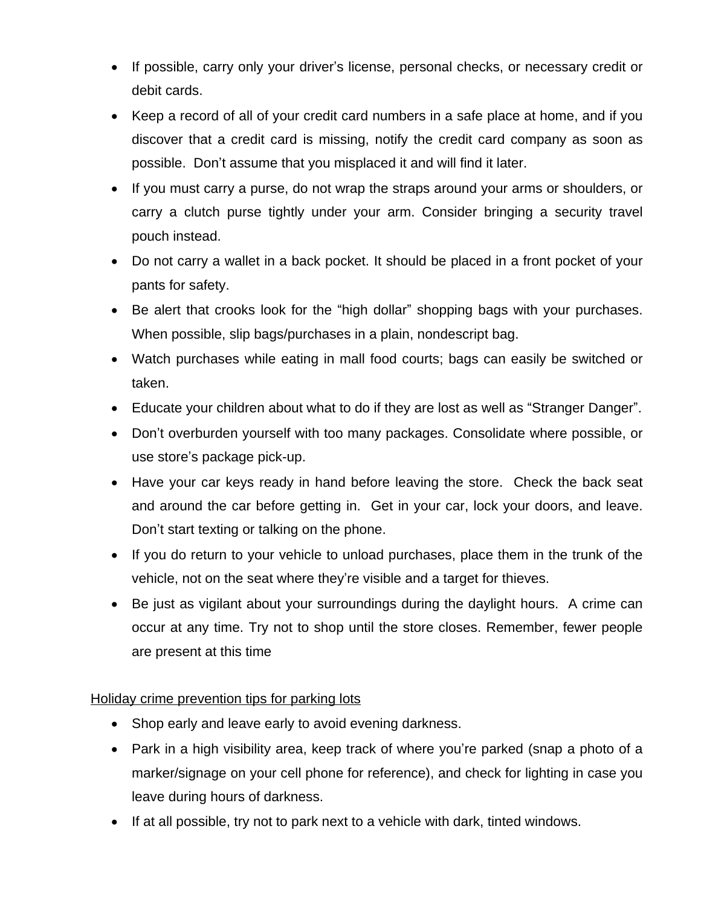- If possible, carry only your driver's license, personal checks, or necessary credit or debit cards.
- Keep a record of all of your credit card numbers in a safe place at home, and if you discover that a credit card is missing, notify the credit card company as soon as possible. Don't assume that you misplaced it and will find it later.
- If you must carry a purse, do not wrap the straps around your arms or shoulders, or carry a clutch purse tightly under your arm. Consider bringing a security travel pouch instead.
- Do not carry a wallet in a back pocket. It should be placed in a front pocket of your pants for safety.
- Be alert that crooks look for the "high dollar" shopping bags with your purchases. When possible, slip bags/purchases in a plain, nondescript bag.
- Watch purchases while eating in mall food courts; bags can easily be switched or taken.
- Educate your children about what to do if they are lost as well as "Stranger Danger".
- Don't overburden yourself with too many packages. Consolidate where possible, or use store's package pick-up.
- Have your car keys ready in hand before leaving the store. Check the back seat and around the car before getting in. Get in your car, lock your doors, and leave. Don't start texting or talking on the phone.
- If you do return to your vehicle to unload purchases, place them in the trunk of the vehicle, not on the seat where they're visible and a target for thieves.
- Be just as vigilant about your surroundings during the daylight hours. A crime can occur at any time. Try not to shop until the store closes. Remember, fewer people are present at this time

<u>Holiday crime prevention tips for parking lots</u>

- Shop early and leave early to avoid evening darkness.
- Park in a high visibility area, keep track of where you're parked (snap a photo of a marker/signage on your cell phone for reference), and check for lighting in case you leave during hours of darkness.
- If at all possible, try not to park next to a vehicle with dark, tinted windows.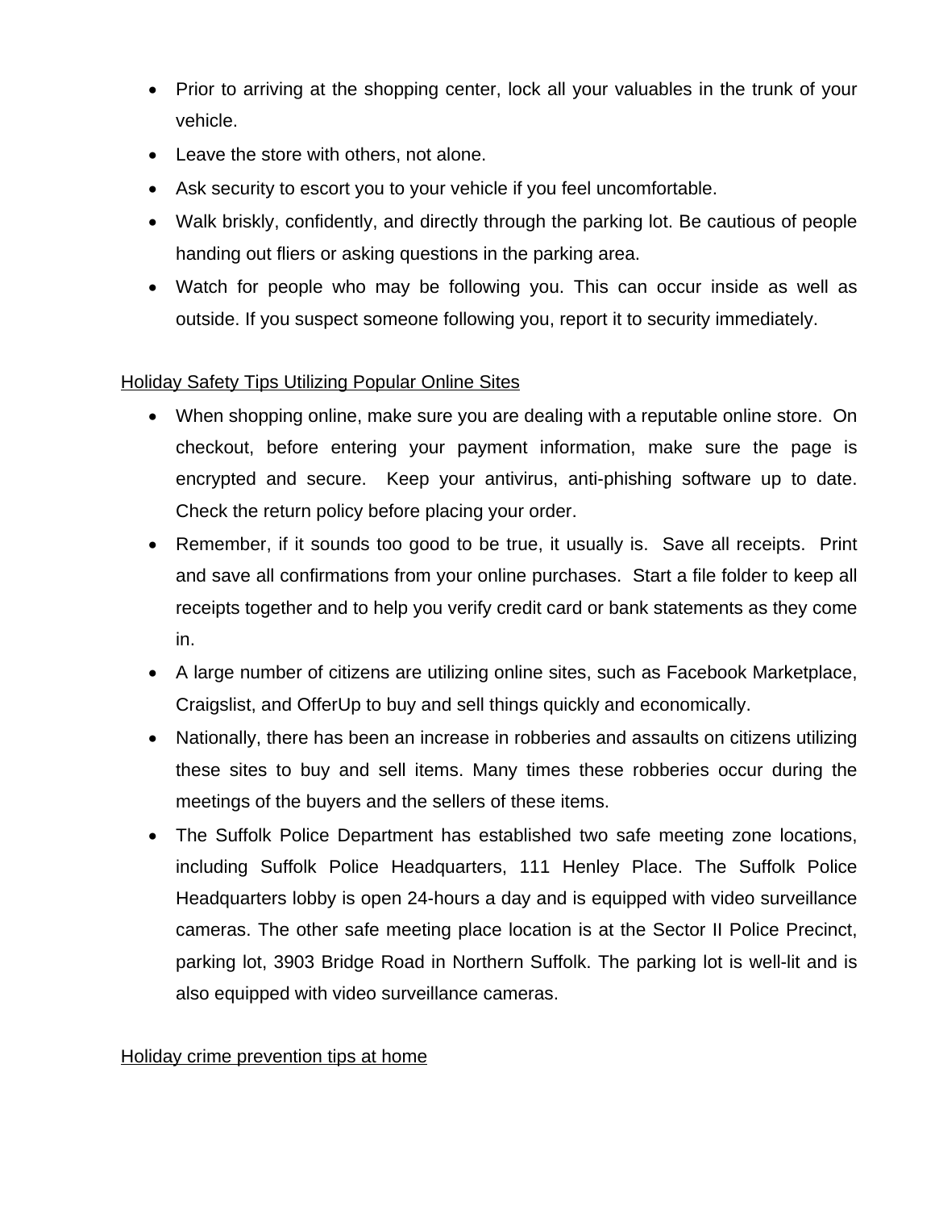- Prior to arriving at the shopping center, lock all your valuables in the trunk of your vehicle.
- Leave the store with others, not alone.
- Ask security to escort you to your vehicle if you feel uncomfortable.
- Walk briskly, confidently, and directly through the parking lot. Be cautious of people handing out fliers or asking questions in the parking area.
- Watch for people who may be following you. This can occur inside as well as outside. If you suspect someone following you, report it to security immediately.

<u>Holiday Safety Tips Utilizing Popular Online Sites</u>

- When shopping online, make sure you are dealing with a reputable online store. On checkout, before entering your payment information, make sure the page is encrypted and secure. Keep your antivirus, anti-phishing software up to date. Check the return policy before placing your order.
- Remember, if it sounds too good to be true, it usually is. Save all receipts. Print and save all confirmations from your online purchases. Start a file folder to keep all receipts together and to help you verify credit card or bank statements as they come in.
- A large number of citizens are utilizing online sites, such as Facebook Marketplace, Craigslist, and OfferUp to buy and sell things quickly and economically.
- Nationally, there has been an increase in robberies and assaults on citizens utilizing these sites to buy and sell items. Many times these robberies occur during the meetings of the buyers and the sellers of these items.
- The Suffolk Police Department has established two safe meeting zone locations, including Suffolk Police Headquarters, 111 Henley Place. The Suffolk Police Headquarters lobby is open 24-hours a day and is equipped with video surveillance cameras. The other safe meeting place location is at the Sector II Police Precinct, parking lot, 3903 Bridge Road in Northern Suffolk. The parking lot is well-lit and is also equipped with video surveillance cameras.

<u>Holiday crime prevention tips at home</u>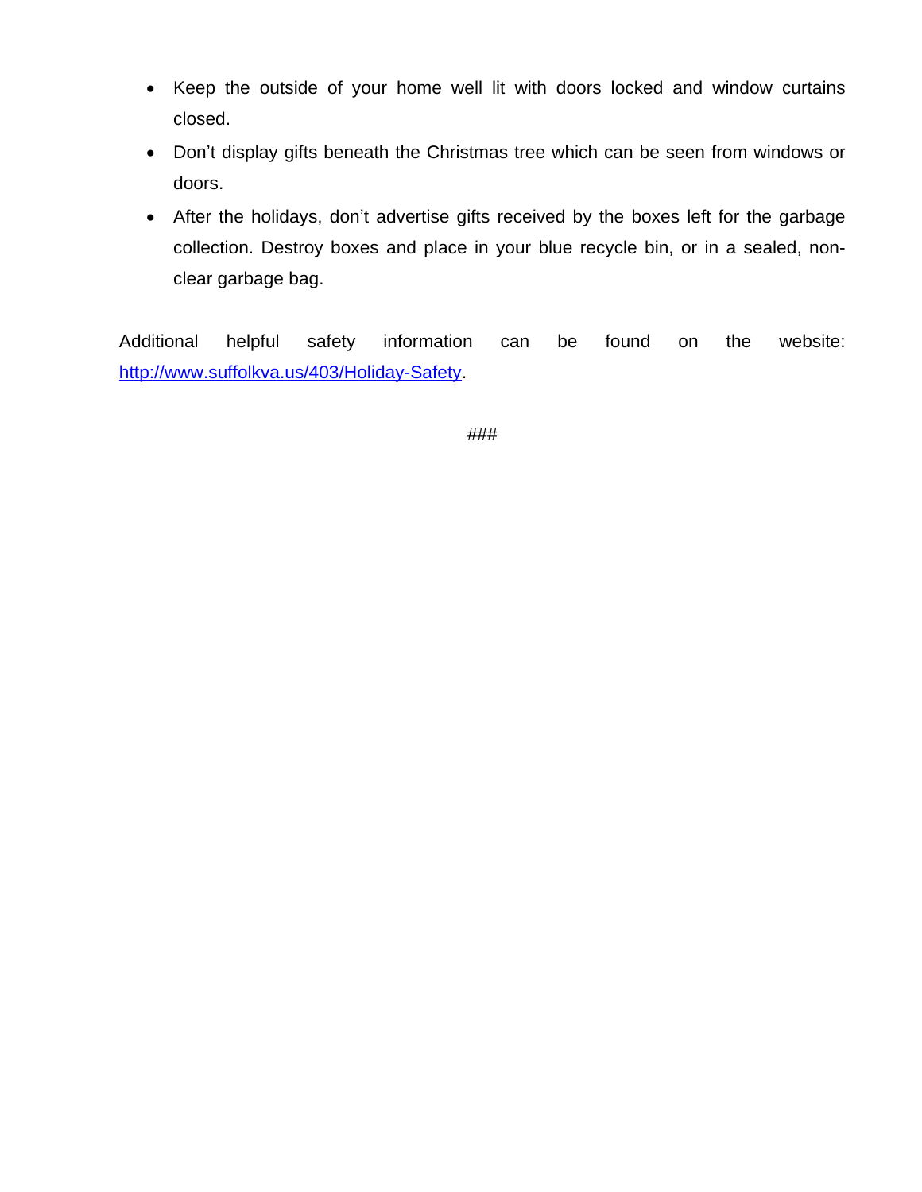- Keep the outside of your home well lit with doors locked and window curtains closed.
- Don't display gifts beneath the Christmas tree which can be seen from windows or doors.
- After the holidays, don't advertise gifts received by the boxes left for the garbage collection. Destroy boxes and place in your blue recycle bin, or in a sealed, non-clear garbage bag.

Additional helpful safety information can be found on the website: http://www.suffolkva.us/403/Holiday-Safety.

###